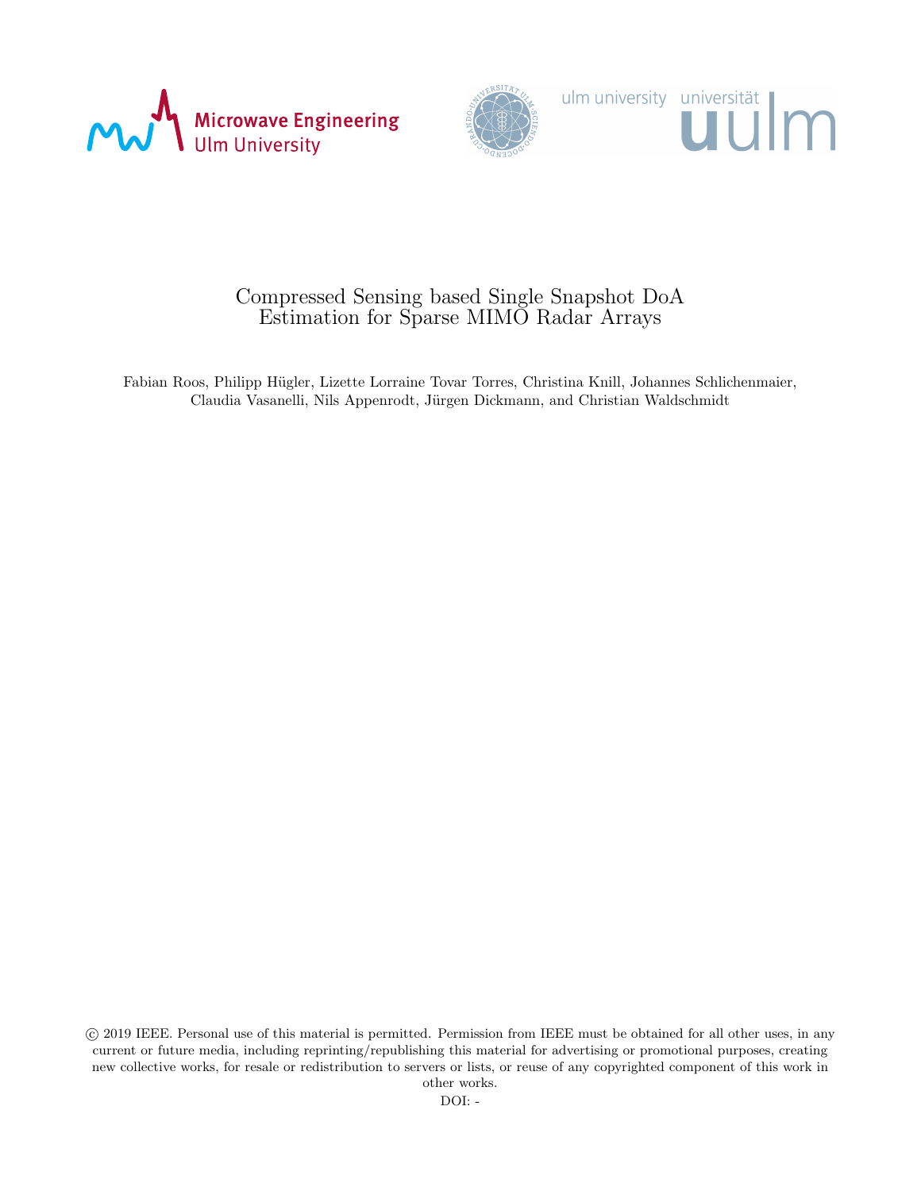Microwave Engineering
Ulm University

ulm university universität uulm

# Compressed Sensing based Single Snapshot DoA Estimation for Sparse MIMO Radar Arrays

Fabian Roos, Philipp Hügler, Lizette Lorraine Tovar Torres, Christina Knill, Johannes Schlichenmaier, Claudia Vasanelli, Nils Appenrodt, Jürgen Dickmann, and Christian Waldschmidt

© 2019 IEEE. Personal use of this material is permitted. Permission from IEEE must be obtained for all other uses, in any current or future media, including reprinting/republishing this material for advertising or promotional purposes, creating new collective works, for resale or redistribution to servers or lists, or reuse of any copyrighted component of this work in other works.

DOI: -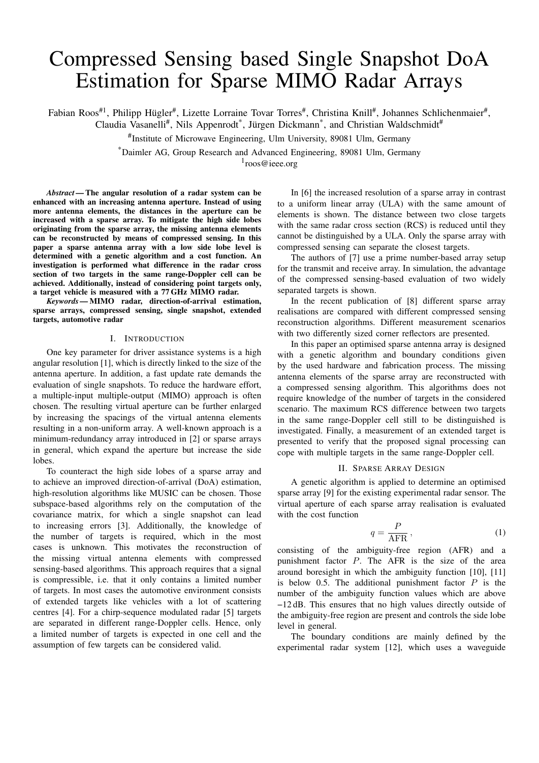# Compressed Sensing based Single Snapshot DoA Estimation for Sparse MIMO Radar Arrays

Fabian Roos[#1], Philipp Hügler[#], Lizette Lorraine Tovar Torres[#], Christina Knill[#], Johannes Schlichenmaier[#], Claudia Vasanelli[#], Nils Appenrodt[*], Jürgen Dickmann[*], and Christian Waldschmidt[#]

[#]Institute of Microwave Engineering, Ulm University, 89081 Ulm, Germany

[*]Daimler AG, Group Research and Advanced Engineering, 89081 Ulm, Germany

[1]roos@ieee.org

***Abstract*** **— The angular resolution of a radar system can be enhanced with an increasing antenna aperture. Instead of using more antenna elements, the distances in the aperture can be increased with a sparse array. To mitigate the high side lobes originating from the sparse array, the missing antenna elements can be reconstructed by means of compressed sensing. In this paper a sparse antenna array with a low side lobe level is determined with a genetic algorithm and a cost function. An investigation is performed what difference in the radar cross section of two targets in the same range-Doppler cell can be achieved. Additionally, instead of considering point targets only, a target vehicle is measured with a 77 GHz MIMO radar.**

***Keywords*** **— MIMO radar, direction-of-arrival estimation, sparse arrays, compressed sensing, single snapshot, extended targets, automotive radar**

## I. Introduction

One key parameter for driver assistance systems is a high angular resolution [1], which is directly linked to the size of the antenna aperture. In addition, a fast update rate demands the evaluation of single snapshots. To reduce the hardware effort, a multiple-input multiple-output (MIMO) approach is often chosen. The resulting virtual aperture can be further enlarged by increasing the spacings of the virtual antenna elements resulting in a non-uniform array. A well-known approach is a minimum-redundancy array introduced in [2] or sparse arrays in general, which expand the aperture but increase the side lobes.

To counteract the high side lobes of a sparse array and to achieve an improved direction-of-arrival (DoA) estimation, high-resolution algorithms like MUSIC can be chosen. Those subspace-based algorithms rely on the computation of the covariance matrix, for which a single snapshot can lead to increasing errors [3]. Additionally, the knowledge of the number of targets is required, which in the most cases is unknown. This motivates the reconstruction of the missing virtual antenna elements with compressed sensing-based algorithms. This approach requires that a signal is compressible, i.e. that it only contains a limited number of targets. In most cases the automotive environment consists of extended targets like vehicles with a lot of scattering centres [4]. For a chirp-sequence modulated radar [5] targets are separated in different range-Doppler cells. Hence, only a limited number of targets is expected in one cell and the assumption of few targets can be considered valid.

In [6] the increased resolution of a sparse array in contrast to a uniform linear array (ULA) with the same amount of elements is shown. The distance between two close targets with the same radar cross section (RCS) is reduced until they cannot be distinguished by a ULA. Only the sparse array with compressed sensing can separate the closest targets.

The authors of [7] use a prime number-based array setup for the transmit and receive array. In simulation, the advantage of the compressed sensing-based evaluation of two widely separated targets is shown.

In the recent publication of [8] different sparse array realisations are compared with different compressed sensing reconstruction algorithms. Different measurement scenarios with two differently sized corner reflectors are presented.

In this paper an optimised sparse antenna array is designed with a genetic algorithm and boundary conditions given by the used hardware and fabrication process. The missing antenna elements of the sparse array are reconstructed with a compressed sensing algorithm. This algorithms does not require knowledge of the number of targets in the considered scenario. The maximum RCS difference between two targets in the same range-Doppler cell still to be distinguished is investigated. Finally, a measurement of an extended target is presented to verify that the proposed signal processing can cope with multiple targets in the same range-Doppler cell.

## II. Sparse Array Design

A genetic algorithm is applied to determine an optimised sparse array [9] for the existing experimental radar sensor. The virtual aperture of each sparse array realisation is evaluated with the cost function

$$q = \frac{P}{\mathrm{AFR}}\,, \tag{1}$$

consisting of the ambiguity-free region (AFR) and a punishment factor $P$. The AFR is the size of the area around boresight in which the ambiguity function [10], [11] is below 0.5. The additional punishment factor $P$ is the number of the ambiguity function values which are above −12 dB. This ensures that no high values directly outside of the ambiguity-free region are present and controls the side lobe level in general.

The boundary conditions are mainly defined by the experimental radar system [12], which uses a waveguide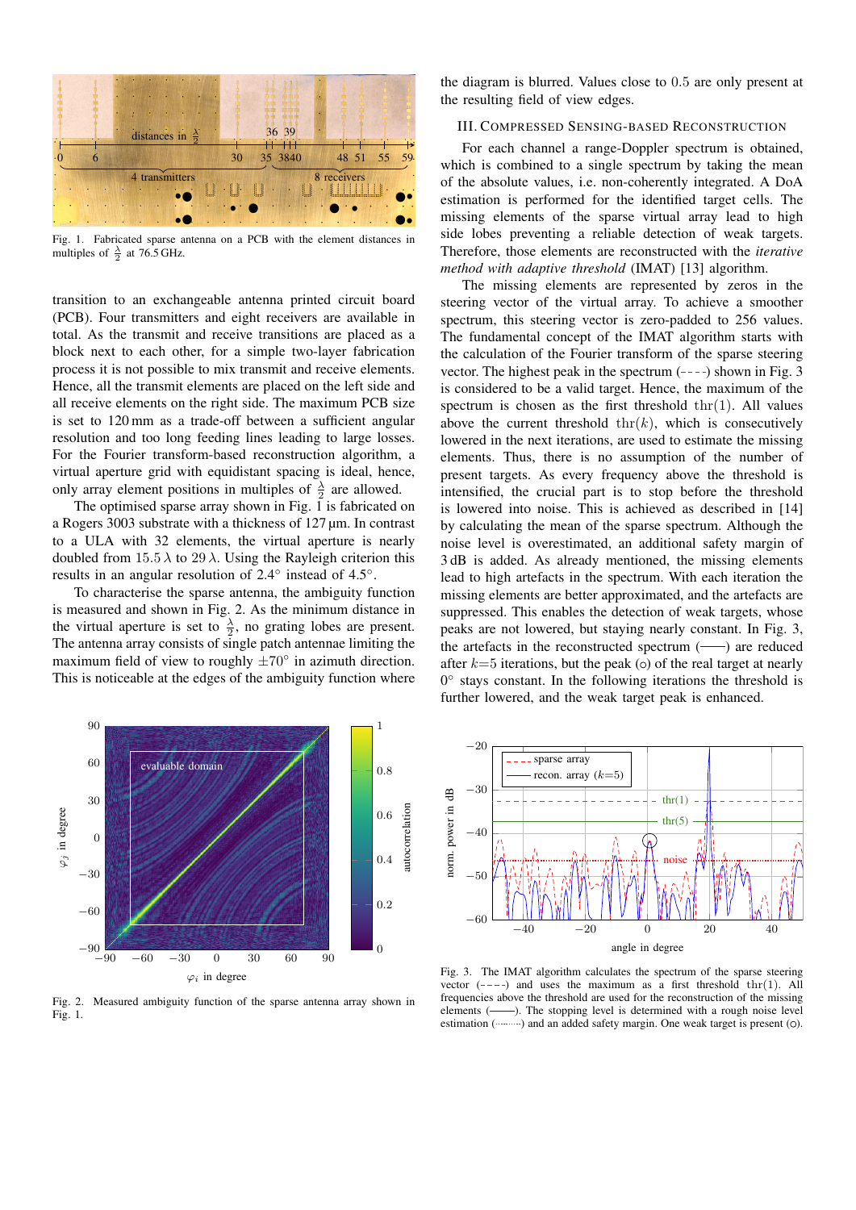Fig. 1. Fabricated sparse antenna on a PCB with the element distances in multiples of $\frac{\lambda}{2}$ at 76.5 GHz.

transition to an exchangeable antenna printed circuit board (PCB). Four transmitters and eight receivers are available in total. As the transmit and receive transitions are placed as a block next to each other, for a simple two-layer fabrication process it is not possible to mix transmit and receive elements. Hence, all the transmit elements are placed on the left side and all receive elements on the right side. The maximum PCB size is set to 120 mm as a trade-off between a sufficient angular resolution and too long feeding lines leading to large losses. For the Fourier transform-based reconstruction algorithm, a virtual aperture grid with equidistant spacing is ideal, hence, only array element positions in multiples of $\frac{\lambda}{2}$ are allowed.

The optimised sparse array shown in Fig. 1 is fabricated on a Rogers 3003 substrate with a thickness of 127 µm. In contrast to a ULA with 32 elements, the virtual aperture is nearly doubled from $15.5\,\lambda$ to $29\,\lambda$. Using the Rayleigh criterion this results in an angular resolution of 2.4° instead of 4.5°.

To characterise the sparse antenna, the ambiguity function is measured and shown in Fig. 2. As the minimum distance in the virtual aperture is set to $\frac{\lambda}{2}$, no grating lobes are present. The antenna array consists of single patch antennae limiting the maximum field of view to roughly $\pm 70°$ in azimuth direction. This is noticeable at the edges of the ambiguity function where the diagram is blurred. Values close to 0.5 are only present at the resulting field of view edges.

Fig. 2. Measured ambiguity function of the sparse antenna array shown in Fig. 1.

## III. Compressed Sensing-Based Reconstruction

For each channel a range-Doppler spectrum is obtained, which is combined to a single spectrum by taking the mean of the absolute values, i.e. non-coherently integrated. A DoA estimation is performed for the identified target cells. The missing elements of the sparse virtual array lead to high side lobes preventing a reliable detection of weak targets. Therefore, those elements are reconstructed with the *iterative method with adaptive threshold* (IMAT) [13] algorithm.

The missing elements are represented by zeros in the steering vector of the virtual array. To achieve a smoother spectrum, this steering vector is zero-padded to 256 values. The fundamental concept of the IMAT algorithm starts with the calculation of the Fourier transform of the sparse steering vector. The highest peak in the spectrum (- - - -) shown in Fig. 3 is considered to be a valid target. Hence, the maximum of the spectrum is chosen as the first threshold $\mathrm{thr}(1)$. All values above the current threshold $\mathrm{thr}(k)$, which is consecutively lowered in the next iterations, are used to estimate the missing elements. Thus, there is no assumption of the number of present targets. As every frequency above the threshold is intensified, the crucial part is to stop before the threshold is lowered into noise. This is achieved as described in [14] by calculating the mean of the sparse spectrum. Although the noise level is overestimated, an additional safety margin of 3 dB is added. As already mentioned, the missing elements lead to high artefacts in the spectrum. With each iteration the missing elements are better approximated, and the artefacts are suppressed. This enables the detection of weak targets, whose peaks are not lowered, but staying nearly constant. In Fig. 3, the artefacts in the reconstructed spectrum (——) are reduced after $k{=}5$ iterations, but the peak (○) of the real target at nearly 0° stays constant. In the following iterations the threshold is further lowered, and the weak target peak is enhanced.

Fig. 3. The IMAT algorithm calculates the spectrum of the sparse steering vector (- - - -) and uses the maximum as a first threshold $\mathrm{thr}(1)$. All frequencies above the threshold are used for the reconstruction of the missing elements (——). The stopping level is determined with a rough noise level estimation (·········) and an added safety margin. One weak target is present (○).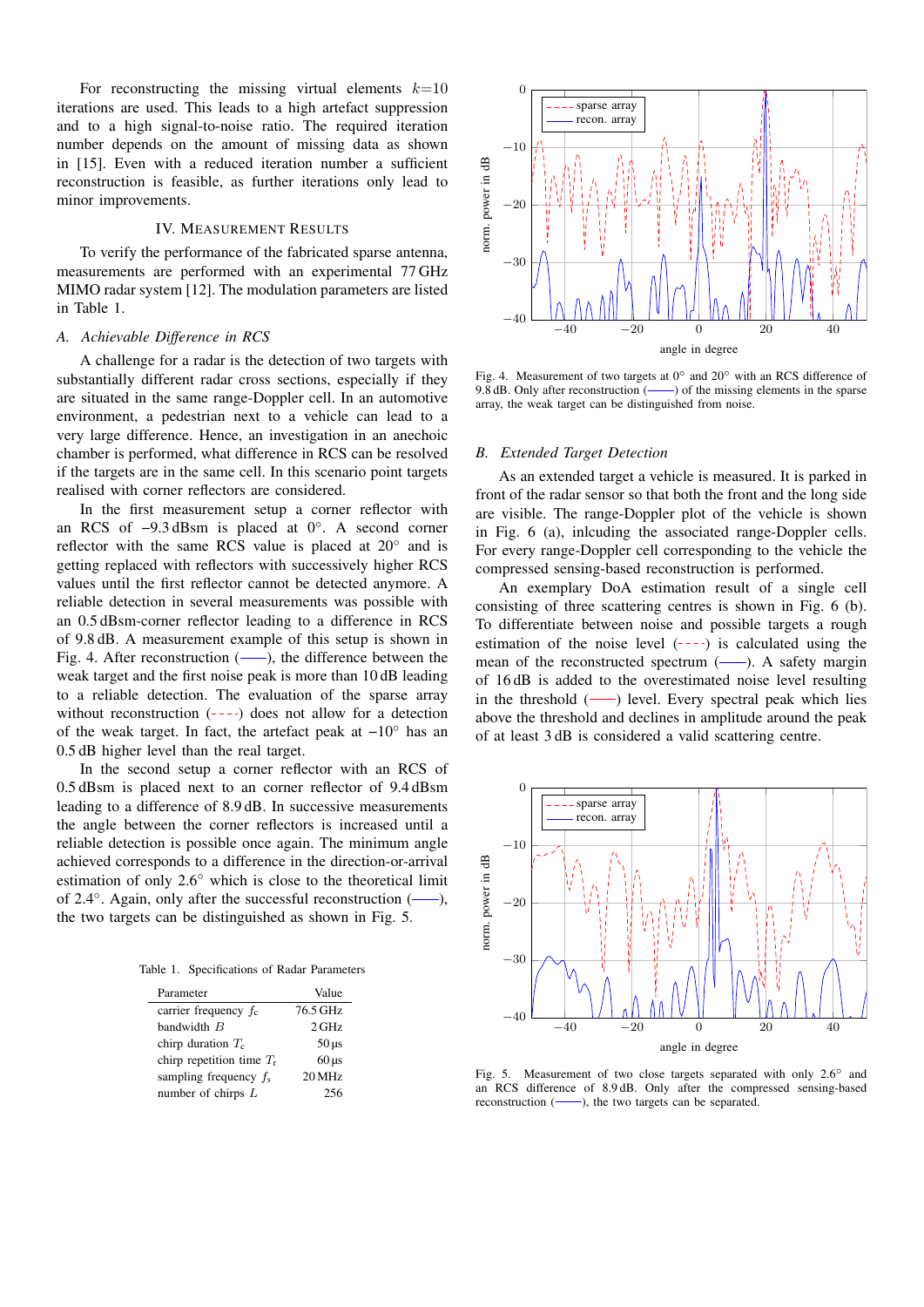For reconstructing the missing virtual elements $k{=}10$ iterations are used. This leads to a high artefact suppression and to a high signal-to-noise ratio. The required iteration number depends on the amount of missing data as shown in [15]. Even with a reduced iteration number a sufficient reconstruction is feasible, as further iterations only lead to minor improvements.

## IV. Measurement Results

To verify the performance of the fabricated sparse antenna, measurements are performed with an experimental 77 GHz MIMO radar system [12]. The modulation parameters are listed in Table 1.

### A. Achievable Difference in RCS

A challenge for a radar is the detection of two targets with substantially different radar cross sections, especially if they are situated in the same range-Doppler cell. In an automotive environment, a pedestrian next to a vehicle can lead to a very large difference. Hence, an investigation in an anechoic chamber is performed, what difference in RCS can be resolved if the targets are in the same cell. In this scenario point targets realised with corner reflectors are considered.

In the first measurement setup a corner reflector with an RCS of −9.3 dBsm is placed at 0°. A second corner reflector with the same RCS value is placed at 20° and is getting replaced with reflectors with successively higher RCS values until the first reflector cannot be detected anymore. A reliable detection in several measurements was possible with an 0.5 dBsm-corner reflector leading to a difference in RCS of 9.8 dB. A measurement example of this setup is shown in Fig. 4. After reconstruction (——), the difference between the weak target and the first noise peak is more than 10 dB leading to a reliable detection. The evaluation of the sparse array without reconstruction (- - - -) does not allow for a detection of the weak target. In fact, the artefact peak at −10° has an 0.5 dB higher level than the real target.

In the second setup a corner reflector with an RCS of 0.5 dBsm is placed next to an corner reflector of 9.4 dBsm leading to a difference of 8.9 dB. In successive measurements the angle between the corner reflectors is increased until a reliable detection is possible once again. The minimum angle achieved corresponds to a difference in the direction-or-arrival estimation of only 2.6° which is close to the theoretical limit of 2.4°. Again, only after the successful reconstruction (——), the two targets can be distinguished as shown in Fig. 5.

Table 1. Specifications of Radar Parameters

| Parameter | Value |
|---|---|
| carrier frequency $f_c$ | 76.5 GHz |
| bandwidth $B$ | 2 GHz |
| chirp duration $T_c$ | 50 µs |
| chirp repetition time $T_r$ | 60 µs |
| sampling frequency $f_s$ | 20 MHz |
| number of chirps $L$ | 256 |

Fig. 4. Measurement of two targets at 0° and 20° with an RCS difference of 9.8 dB. Only after reconstruction (——) of the missing elements in the sparse array, the weak target can be distinguished from noise.

### B. Extended Target Detection

As an extended target a vehicle is measured. It is parked in front of the radar sensor so that both the front and the long side are visible. The range-Doppler plot of the vehicle is shown in Fig. 6 (a), inlcuding the associated range-Doppler cells. For every range-Doppler cell corresponding to the vehicle the compressed sensing-based reconstruction is performed.

An exemplary DoA estimation result of a single cell consisting of three scattering centres is shown in Fig. 6 (b). To differentiate between noise and possible targets a rough estimation of the noise level (- - - -) is calculated using the mean of the reconstructed spectrum (——). A safety margin of 16 dB is added to the overestimated noise level resulting in the threshold (——) level. Every spectral peak which lies above the threshold and declines in amplitude around the peak of at least 3 dB is considered a valid scattering centre.

Fig. 5. Measurement of two close targets separated with only 2.6° and an RCS difference of 8.9 dB. Only after the compressed sensing-based reconstruction (——), the two targets can be separated.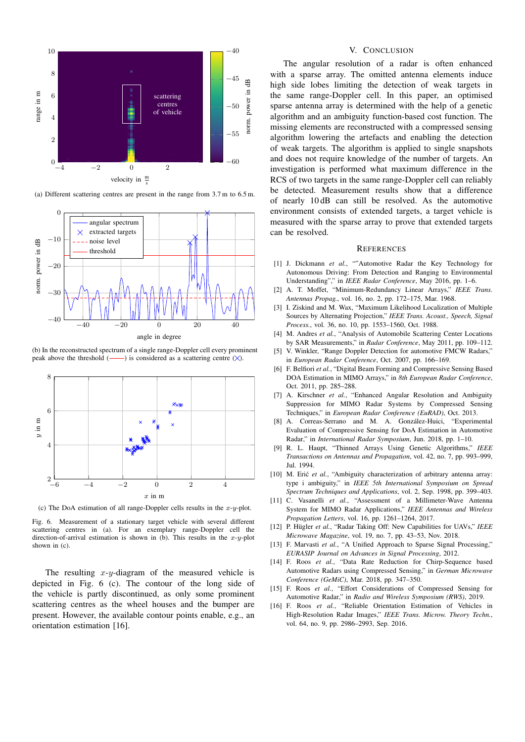10
8
6
4
2
0
range in m
−4 −2 0 2
velocity in $\frac{m}{s}$
scattering centres of vehicle
−40
−45
−50
−55
−60
norm. power in dB

(a) Different scattering centres are present in the range from 3.7 m to 6.5 m.

0
−10
−20
−30
−40
norm. power in dB
−40 −20 0 20 40
angle in degree
angular spectrum
extracted targets
noise level
threshold

(b) In the reconstructed spectrum of a single range-Doppler cell every prominent peak above the threshold (——) is considered as a scattering centre (×).

8
6
4
2
$y$ in m
−6 −4 −2 0 2 4
$x$ in m

(c) The DoA estimation of all range-Doppler cells results in the $x$-$y$-plot.

Fig. 6. Measurement of a stationary target vehicle with several different scattering centres in (a). For an exemplary range-Doppler cell the direction-of-arrival estimation is shown in (b). This results in the $x$-$y$-plot shown in (c).

The resulting $x$-$y$-diagram of the measured vehicle is depicted in Fig. 6 (c). The contour of the long side of the vehicle is partly discontinued, as only some prominent scattering centres as the wheel houses and the bumper are present. However, the available contour points enable, e.g., an orientation estimation [16].

## V. Conclusion

The angular resolution of a radar is often enhanced with a sparse array. The omitted antenna elements induce high side lobes limiting the detection of weak targets in the same range-Doppler cell. In this paper, an optimised sparse antenna array is determined with the help of a genetic algorithm and an ambiguity function-based cost function. The missing elements are reconstructed with a compressed sensing algorithm lowering the artefacts and enabling the detection of weak targets. The algorithm is applied to single snapshots and does not require knowledge of the number of targets. An investigation is performed what maximum difference in the RCS of two targets in the same range-Doppler cell can reliably be detected. Measurement results show that a difference of nearly 10 dB can still be resolved. As the automotive environment consists of extended targets, a target vehicle is measured with the sparse array to prove that extended targets can be resolved.

## References

[1] J. Dickmann *et al.*, ""Automotive Radar the Key Technology for Autonomous Driving: From Detection and Ranging to Environmental Understanding"," in *IEEE Radar Conference*, May 2016, pp. 1–6.

[2] A. T. Moffet, "Minimum-Redundancy Linear Arrays," *IEEE Trans. Antennas Propag.*, vol. 16, no. 2, pp. 172–175, Mar. 1968.

[3] I. Ziskind and M. Wax, "Maximum Likelihood Localization of Multiple Sources by Alternating Projection," *IEEE Trans. Acoust., Speech, Signal Process.*, vol. 36, no. 10, pp. 1553–1560, Oct. 1988.

[4] M. Andres *et al.*, "Analysis of Automobile Scattering Center Locations by SAR Measurements," in *Radar Conference*, May 2011, pp. 109–112.

[5] V. Winkler, "Range Doppler Detection for automotive FMCW Radars," in *European Radar Conference*, Oct. 2007, pp. 166–169.

[6] F. Belfiori *et al.*, "Digital Beam Forming and Compressive Sensing Based DOA Estimation in MIMO Arrays," in *8th European Radar Conference*, Oct. 2011, pp. 285–288.

[7] A. Kirschner *et al.*, "Enhanced Angular Resolution and Ambiguity Suppression for MIMO Radar Systems by Compressed Sensing Techniques," in *European Radar Conference (EuRAD)*, Oct. 2013.

[8] A. Correas-Serrano and M. A. González-Huici, "Experimental Evaluation of Compressive Sensing for DoA Estimation in Automotive Radar," in *International Radar Symposium*, Jun. 2018, pp. 1–10.

[9] R. L. Haupt, "Thinned Arrays Using Genetic Algorithms," *IEEE Transactions on Antennas and Propagation*, vol. 42, no. 7, pp. 993–999, Jul. 1994.

[10] M. Erić *et al.*, "Ambiguity characterization of arbitrary antenna array: type i ambiguity," in *IEEE 5th International Symposium on Spread Spectrum Techniques and Applications*, vol. 2, Sep. 1998, pp. 399–403.

[11] C. Vasanelli *et al.*, "Assessment of a Millimeter-Wave Antenna System for MIMO Radar Applications," *IEEE Antennas and Wireless Propagation Letters*, vol. 16, pp. 1261–1264, 2017.

[12] P. Hügler *et al.*, "Radar Taking Off: New Capabilities for UAVs," *IEEE Microwave Magazine*, vol. 19, no. 7, pp. 43–53, Nov. 2018.

[13] F. Marvasti *et al.*, "A Unified Approach to Sparse Signal Processing," *EURASIP Journal on Advances in Signal Processing*, 2012.

[14] F. Roos *et al.*, "Data Rate Reduction for Chirp-Sequence based Automotive Radars using Compressed Sensing," in *German Microwave Conference (GeMiC)*, Mar. 2018, pp. 347–350.

[15] F. Roos *et al.*, "Effort Considerations of Compressed Sensing for Automotive Radar," in *Radio and Wireless Symposium (RWS)*, 2019.

[16] F. Roos *et al.*, "Reliable Orientation Estimation of Vehicles in High-Resolution Radar Images," *IEEE Trans. Microw. Theory Techn.*, vol. 64, no. 9, pp. 2986–2993, Sep. 2016.